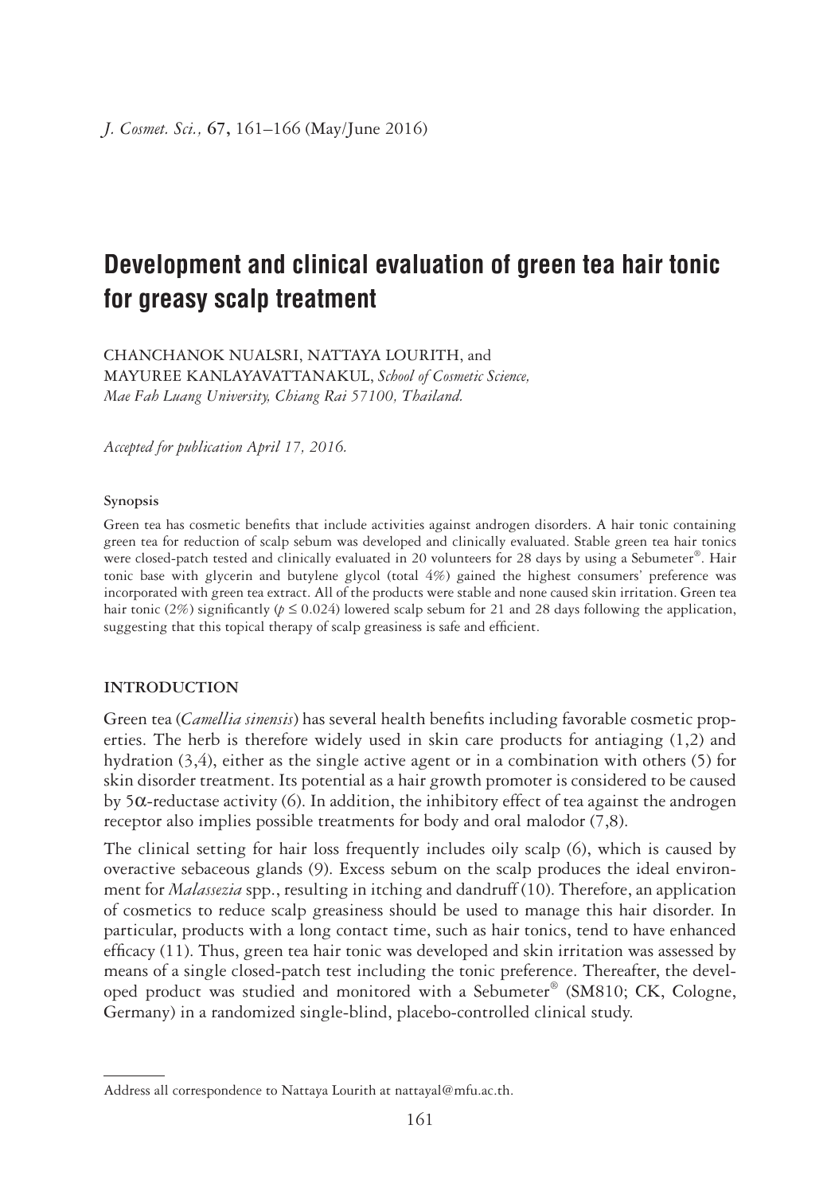# Development and clinical evaluation of green tea hair tonic for greasy scalp treatment

CHANCHANOK NUALSRI, NATTAYA LOURITH, and MAYUREE KANLAYAVATTANAKUL, *School of Cosmetic Science, Mae Fah Luang University, Chiang Rai 57100, Thailand.*

*Accepted for publication April 17, 2016.*

#### Synopsis

Green tea has cosmetic benefits that include activities against androgen disorders. A hair tonic containing green tea for reduction of scalp sebum was developed and clinically evaluated. Stable green tea hair tonics were closed-patch tested and clinically evaluated in 20 volunteers for 28 days by using a Sebumeter®. Hair tonic base with glycerin and butylene glycol (total 4%) gained the highest consumers' preference was incorporated with green tea extract. All of the products were stable and none caused skin irritation. Green tea hair tonic (2%) significantly ($p \leq 0.024$) lowered scalp sebum for 21 and 28 days following the application, suggesting that this topical therapy of scalp greasiness is safe and efficient.

## INTRODUCTION

Green tea (*Camellia sinensis*) has several health benefits including favorable cosmetic properties. The herb is therefore widely used in skin care products for antiaging (1,2) and hydration (3,4), either as the single active agent or in a combination with others (5) for skin disorder treatment. Its potential as a hair growth promoter is considered to be caused by 5$\alpha$-reductase activity (6). In addition, the inhibitory effect of tea against the androgen receptor also implies possible treatments for body and oral malodor (7,8).

The clinical setting for hair loss frequently includes oily scalp (6), which is caused by overactive sebaceous glands (9). Excess sebum on the scalp produces the ideal environment for *Malassezia* spp., resulting in itching and dandruff (10). Therefore, an application of cosmetics to reduce scalp greasiness should be used to manage this hair disorder. In particular, products with a long contact time, such as hair tonics, tend to have enhanced efficacy (11). Thus, green tea hair tonic was developed and skin irritation was assessed by means of a single closed-patch test including the tonic preference. Thereafter, the developed product was studied and monitored with a Sebumeter® (SM810; CK, Cologne, Germany) in a randomized single-blind, placebo-controlled clinical study.

---

Address all correspondence to Nattaya Lourith at nattayal@mfu.ac.th.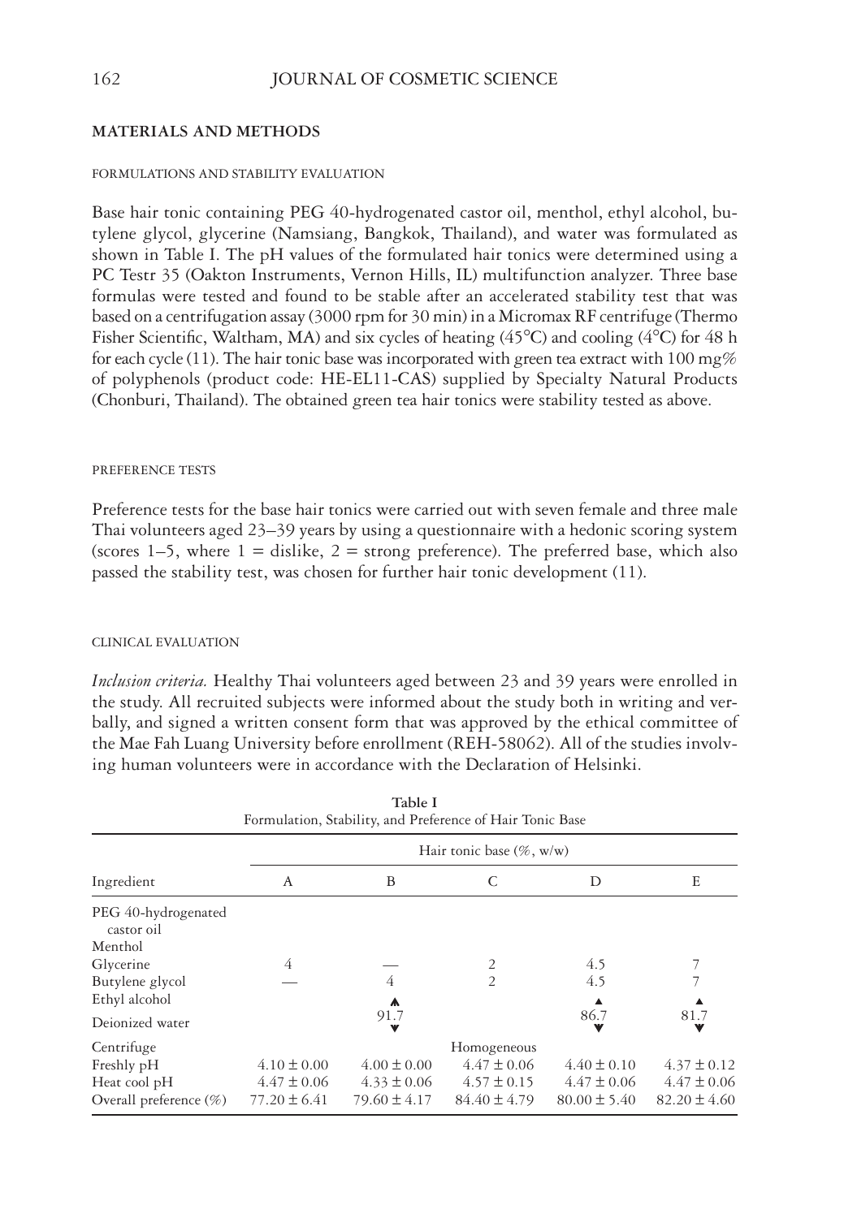## MATERIALS AND METHODS

### FORMULATIONS AND STABILITY EVALUATION

Base hair tonic containing PEG 40-hydrogenated castor oil, menthol, ethyl alcohol, butylene glycol, glycerine (Namsiang, Bangkok, Thailand), and water was formulated as shown in Table I. The pH values of the formulated hair tonics were determined using a PC Testr 35 (Oakton Instruments, Vernon Hills, IL) multifunction analyzer. Three base formulas were tested and found to be stable after an accelerated stability test that was based on a centrifugation assay (3000 rpm for 30 min) in a Micromax RF centrifuge (Thermo Fisher Scientific, Waltham, MA) and six cycles of heating (45°C) and cooling (4°C) for 48 h for each cycle (11). The hair tonic base was incorporated with green tea extract with 100 mg% of polyphenols (product code: HE-EL11-CAS) supplied by Specialty Natural Products (Chonburi, Thailand). The obtained green tea hair tonics were stability tested as above.

### PREFERENCE TESTS

Preference tests for the base hair tonics were carried out with seven female and three male Thai volunteers aged 23–39 years by using a questionnaire with a hedonic scoring system (scores 1–5, where 1 = dislike, 2 = strong preference). The preferred base, which also passed the stability test, was chosen for further hair tonic development (11).

### CLINICAL EVALUATION

*Inclusion criteria.* Healthy Thai volunteers aged between 23 and 39 years were enrolled in the study. All recruited subjects were informed about the study both in writing and verbally, and signed a written consent form that was approved by the ethical committee of the Mae Fah Luang University before enrollment (REH-58062). All of the studies involving human volunteers were in accordance with the Declaration of Helsinki.

**Table I**
Formulation, Stability, and Preference of Hair Tonic Base

| Ingredient | Hair tonic base (%, w/w) | | | | |
|---|---|---|---|---|---|
| | A | B | C | D | E |
| PEG 40-hydrogenated castor oil | | | | | |
| Menthol | | | | | |
| Glycerine | 4 | — | 2 | 4.5 | 7 |
| Butylene glycol | — | 4 | 2 | 4.5 | 7 |
| Ethyl alcohol | | ▲ | | ▲ | ▲ |
| Deionized water | | 91.7 ▼ | | 86.7 ▼ | 81.7 ▼ |
| Centrifuge | | | Homogeneous | | |
| Freshly pH | 4.10 ± 0.00 | 4.00 ± 0.00 | 4.47 ± 0.06 | 4.40 ± 0.10 | 4.37 ± 0.12 |
| Heat cool pH | 4.47 ± 0.06 | 4.33 ± 0.06 | 4.57 ± 0.15 | 4.47 ± 0.06 | 4.47 ± 0.06 |
| Overall preference (%) | 77.20 ± 6.41 | 79.60 ± 4.17 | 84.40 ± 4.79 | 80.00 ± 5.40 | 82.20 ± 4.60 |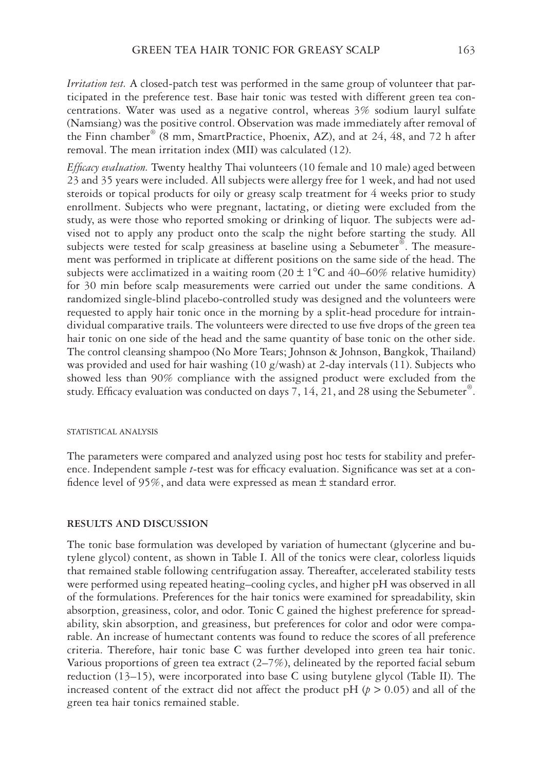*Irritation test.* A closed-patch test was performed in the same group of volunteer that participated in the preference test. Base hair tonic was tested with different green tea concentrations. Water was used as a negative control, whereas 3% sodium lauryl sulfate (Namsiang) was the positive control. Observation was made immediately after removal of the Finn chamber® (8 mm, SmartPractice, Phoenix, AZ), and at 24, 48, and 72 h after removal. The mean irritation index (MII) was calculated (12).

*Efficacy evaluation.* Twenty healthy Thai volunteers (10 female and 10 male) aged between 23 and 35 years were included. All subjects were allergy free for 1 week, and had not used steroids or topical products for oily or greasy scalp treatment for 4 weeks prior to study enrollment. Subjects who were pregnant, lactating, or dieting were excluded from the study, as were those who reported smoking or drinking of liquor. The subjects were advised not to apply any product onto the scalp the night before starting the study. All subjects were tested for scalp greasiness at baseline using a Sebumeter®. The measurement was performed in triplicate at different positions on the same side of the head. The subjects were acclimatized in a waiting room (20 ± 1°C and 40–60% relative humidity) for 30 min before scalp measurements were carried out under the same conditions. A randomized single-blind placebo-controlled study was designed and the volunteers were requested to apply hair tonic once in the morning by a split-head procedure for intraindividual comparative trails. The volunteers were directed to use five drops of the green tea hair tonic on one side of the head and the same quantity of base tonic on the other side. The control cleansing shampoo (No More Tears; Johnson & Johnson, Bangkok, Thailand) was provided and used for hair washing (10 g/wash) at 2-day intervals (11). Subjects who showed less than 90% compliance with the assigned product were excluded from the study. Efficacy evaluation was conducted on days 7, 14, 21, and 28 using the Sebumeter®.

### STATISTICAL ANALYSIS

The parameters were compared and analyzed using post hoc tests for stability and preference. Independent sample *t*-test was for efficacy evaluation. Significance was set at a confidence level of 95%, and data were expressed as mean ± standard error.

## RESULTS AND DISCUSSION

The tonic base formulation was developed by variation of humectant (glycerine and butylene glycol) content, as shown in Table I. All of the tonics were clear, colorless liquids that remained stable following centrifugation assay. Thereafter, accelerated stability tests were performed using repeated heating–cooling cycles, and higher pH was observed in all of the formulations. Preferences for the hair tonics were examined for spreadability, skin absorption, greasiness, color, and odor. Tonic C gained the highest preference for spreadability, skin absorption, and greasiness, but preferences for color and odor were comparable. An increase of humectant contents was found to reduce the scores of all preference criteria. Therefore, hair tonic base C was further developed into green tea hair tonic. Various proportions of green tea extract (2–7%), delineated by the reported facial sebum reduction (13–15), were incorporated into base C using butylene glycol (Table II). The increased content of the extract did not affect the product pH ($p > 0.05$) and all of the green tea hair tonics remained stable.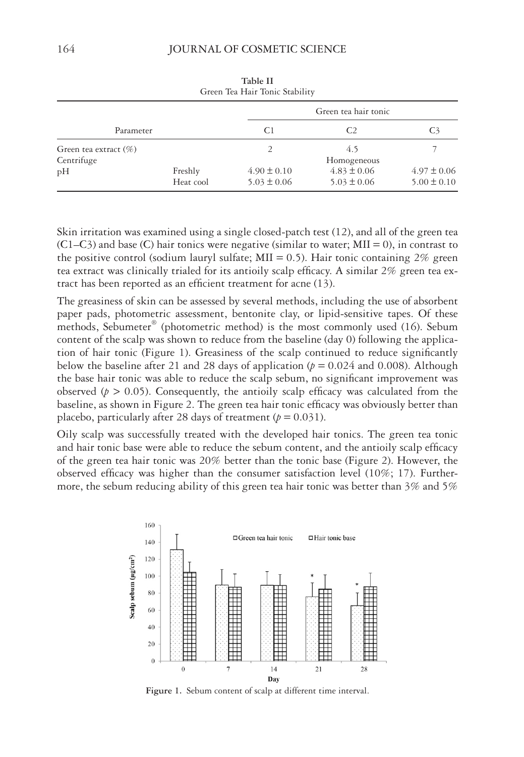**Table II**
Green Tea Hair Tonic Stability

| Parameter | | Green tea hair tonic | | |
|---|---|---|---|---|
| | | C1 | C2 | C3 |
| Green tea extract (%) | | 2 | 4.5 | 7 |
| Centrifuge | | | Homogeneous | |
| pH | Freshly | 4.90 ± 0.10 | 4.83 ± 0.06 | 4.97 ± 0.06 |
| | Heat cool | 5.03 ± 0.06 | 5.03 ± 0.06 | 5.00 ± 0.10 |

Skin irritation was examined using a single closed-patch test (12), and all of the green tea (C1–C3) and base (C) hair tonics were negative (similar to water; MII = 0), in contrast to the positive control (sodium lauryl sulfate; MII = 0.5). Hair tonic containing 2% green tea extract was clinically trialed for its antioily scalp efficacy. A similar 2% green tea extract has been reported as an efficient treatment for acne (13).

The greasiness of skin can be assessed by several methods, including the use of absorbent paper pads, photometric assessment, bentonite clay, or lipid-sensitive tapes. Of these methods, Sebumeter® (photometric method) is the most commonly used (16). Sebum content of the scalp was shown to reduce from the baseline (day 0) following the application of hair tonic (Figure 1). Greasiness of the scalp continued to reduce significantly below the baseline after 21 and 28 days of application ($p = 0.024$ and 0.008). Although the base hair tonic was able to reduce the scalp sebum, no significant improvement was observed ($p > 0.05$). Consequently, the antioily scalp efficacy was calculated from the baseline, as shown in Figure 2. The green tea hair tonic efficacy was obviously better than placebo, particularly after 28 days of treatment ($p = 0.031$).

Oily scalp was successfully treated with the developed hair tonics. The green tea tonic and hair tonic base were able to reduce the sebum content, and the antioily scalp efficacy of the green tea hair tonic was 20% better than the tonic base (Figure 2). However, the observed efficacy was higher than the consumer satisfaction level (10%; 17). Furthermore, the sebum reducing ability of this green tea hair tonic was better than 3% and 5%

**Figure 1.** Sebum content of scalp at different time interval.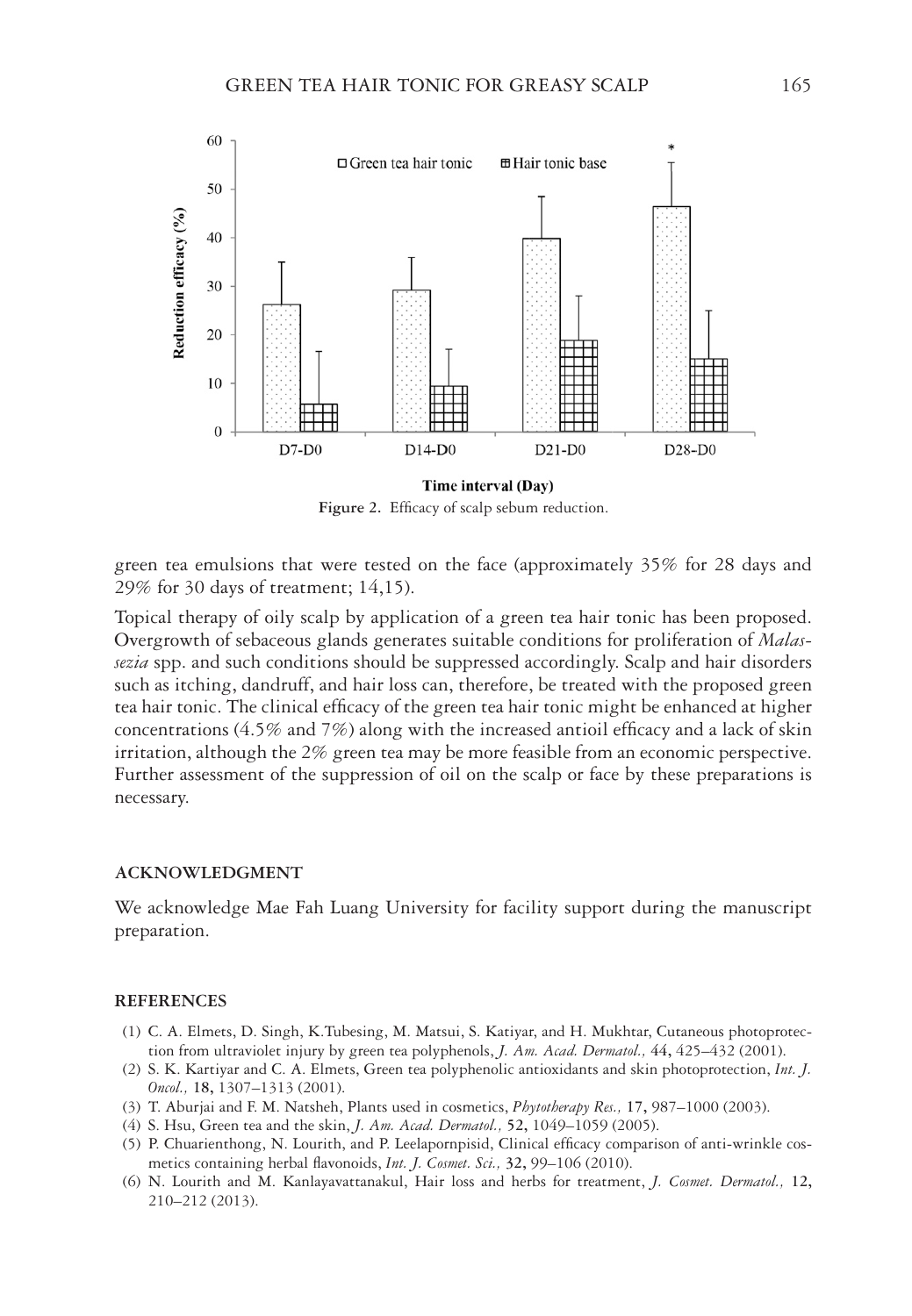Figure 2. Efficacy of scalp sebum reduction.

green tea emulsions that were tested on the face (approximately 35% for 28 days and 29% for 30 days of treatment; 14,15).

Topical therapy of oily scalp by application of a green tea hair tonic has been proposed. Overgrowth of sebaceous glands generates suitable conditions for proliferation of *Malassezia* spp. and such conditions should be suppressed accordingly. Scalp and hair disorders such as itching, dandruff, and hair loss can, therefore, be treated with the proposed green tea hair tonic. The clinical efficacy of the green tea hair tonic might be enhanced at higher concentrations (4.5% and 7%) along with the increased antioil efficacy and a lack of skin irritation, although the 2% green tea may be more feasible from an economic perspective. Further assessment of the suppression of oil on the scalp or face by these preparations is necessary.

## ACKNOWLEDGMENT

We acknowledge Mae Fah Luang University for facility support during the manuscript preparation.

## REFERENCES

(1) C. A. Elmets, D. Singh, K.Tubesing, M. Matsui, S. Katiyar, and H. Mukhtar, Cutaneous photoprotection from ultraviolet injury by green tea polyphenols, *J. Am. Acad. Dermatol.,* **44,** 425–432 (2001).

(2) S. K. Kartiyar and C. A. Elmets, Green tea polyphenolic antioxidants and skin photoprotection, *Int. J. Oncol.,* **18,** 1307–1313 (2001).

(3) T. Aburjai and F. M. Natsheh, Plants used in cosmetics, *Phytotherapy Res.,* **17,** 987–1000 (2003).

(4) S. Hsu, Green tea and the skin, *J. Am. Acad. Dermatol.,* **52,** 1049–1059 (2005).

(5) P. Chuarienthong, N. Lourith, and P. Leelapornpisid, Clinical efficacy comparison of anti-wrinkle cosmetics containing herbal flavonoids, *Int. J. Cosmet. Sci.,* **32,** 99–106 (2010).

(6) N. Lourith and M. Kanlayavattanakul, Hair loss and herbs for treatment, *J. Cosmet. Dermatol.,* **12,** 210–212 (2013).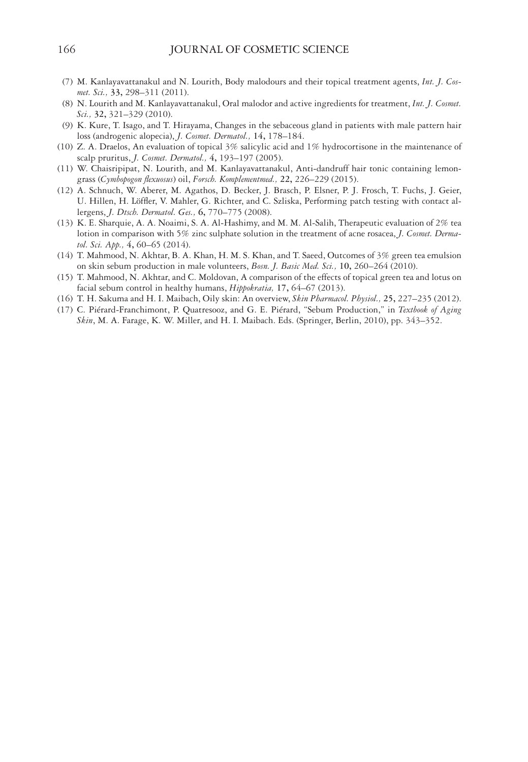(7) M. Kanlayavattanakul and N. Lourith, Body malodours and their topical treatment agents, *Int. J. Cosmet. Sci.,* **33,** 298–311 (2011).

(8) N. Lourith and M. Kanlayavattanakul, Oral malodor and active ingredients for treatment, *Int. J. Cosmet. Sci.,* **32,** 321–329 (2010).

(9) K. Kure, T. Isago, and T. Hirayama, Changes in the sebaceous gland in patients with male pattern hair loss (androgenic alopecia), *J. Cosmet. Dermatol.,* **14,** 178–184.

(10) Z. A. Draelos, An evaluation of topical 3% salicylic acid and 1% hydrocortisone in the maintenance of scalp pruritus, *J. Cosmet. Dermatol.,* **4,** 193–197 (2005).

(11) W. Chaisripipat, N. Lourith, and M. Kanlayavattanakul, Anti-dandruff hair tonic containing lemongrass (*Cymbopogon flexuosus*) oil, *Forsch. Komplementmed.,* **22,** 226–229 (2015).

(12) A. Schnuch, W. Aberer, M. Agathos, D. Becker, J. Brasch, P. Elsner, P. J. Frosch, T. Fuchs, J. Geier, U. Hillen, H. Löffler, V. Mahler, G. Richter, and C. Szliska, Performing patch testing with contact allergens, *J. Dtsch. Dermatol. Ges.,* **6,** 770–775 (2008).

(13) K. E. Sharquie, A. A. Noaimi, S. A. Al-Hashimy, and M. M. Al-Salih, Therapeutic evaluation of 2% tea lotion in comparison with 5% zinc sulphate solution in the treatment of acne rosacea, *J. Cosmet. Dermatol. Sci. App.,* **4,** 60–65 (2014).

(14) T. Mahmood, N. Akhtar, B. A. Khan, H. M. S. Khan, and T. Saeed, Outcomes of 3% green tea emulsion on skin sebum production in male volunteers, *Bosn. J. Basic Med. Sci.,* **10,** 260–264 (2010).

(15) T. Mahmood, N. Akhtar, and C. Moldovan, A comparison of the effects of topical green tea and lotus on facial sebum control in healthy humans, *Hippokratia,* **17,** 64–67 (2013).

(16) T. H. Sakuma and H. I. Maibach, Oily skin: An overview, *Skin Pharmacol. Physiol.,* **25,** 227–235 (2012).

(17) C. Piérard-Franchimont, P. Quatresooz, and G. E. Piérard, "Sebum Production," in *Textbook of Aging Skin*, M. A. Farage, K. W. Miller, and H. I. Maibach. Eds. (Springer, Berlin, 2010), pp. 343–352.